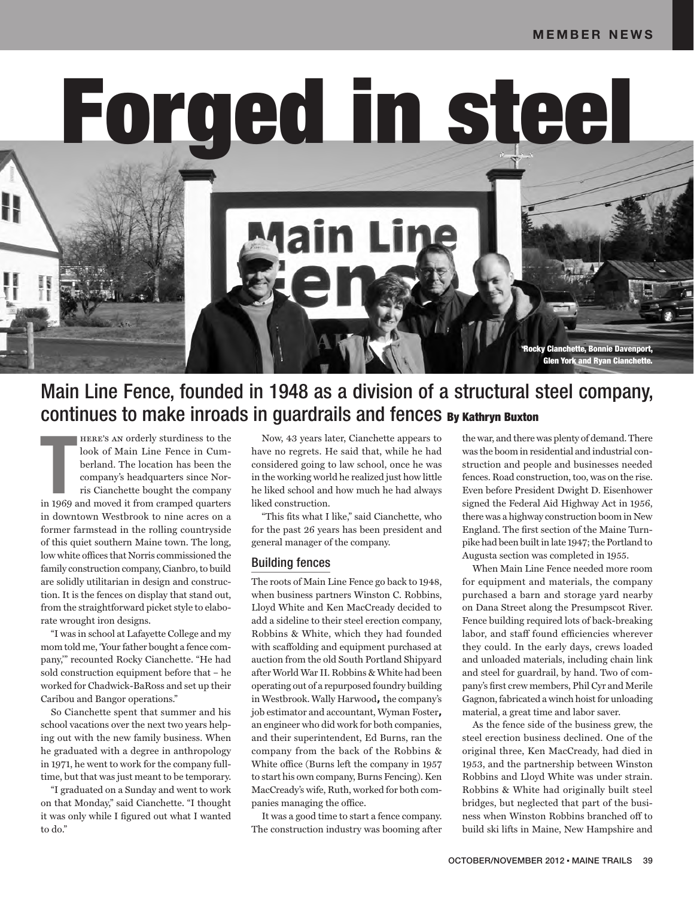# Forged in steel

Rocky Cianchette, Bonnie Davenport, Glen York and Ryan Cianchette.

## Main Line Fence, founded in 1948 as a division of a structural steel company, continues to make inroads in guardrails and fences

**By Kathryn Buxton**

There's an orderly sturdiness to the look of Main Line Fence in Cumberland. The location has been the company's headquarters since Norris Cianchette bought the company in 1969 and moved it from cramped quarters in downtown Westbrook to nine acres on a former farmstead in the rolling countryside of this quiet southern Maine town. The long, low white offices that Norris commissioned the family construction company, Cianbro, to build are solidly utilitarian in design and construction. It is the fences on display that stand out, from the straightforward picket style to elaborate wrought iron designs.

"I was in school at Lafayette College and my mom told me, 'Your father bought a fence company,'" recounted Rocky Cianchette. "He had sold construction equipment before that – he worked for Chadwick-BaRoss and set up their Caribou and Bangor operations."

So Cianchette spent that summer and his school vacations over the next two years helping out with the new family business. When he graduated with a degree in anthropology in 1971, he went to work for the company full-time, but that was just meant to be temporary.

"I graduated on a Sunday and went to work on that Monday," said Cianchette. "I thought it was only while I figured out what I wanted to do."

Now, 43 years later, Cianchette appears to have no regrets. He said that, while he had considered going to law school, once he was in the working world he realized just how little he liked school and how much he had always liked construction.

"This fits what I like," said Cianchette, who for the past 26 years has been president and general manager of the company.

### Building fences

The roots of Main Line Fence go back to 1948, when business partners Winston C. Robbins, Lloyd White and Ken MacCready decided to add a sideline to their steel erection company, Robbins & White, which they had founded with scaffolding and equipment purchased at auction from the old South Portland Shipyard after World War II. Robbins & White had been operating out of a repurposed foundry building in Westbrook. Wally Harwood, the company's job estimator and accountant, Wyman Foster, an engineer who did work for both companies, and their superintendent, Ed Burns, ran the company from the back of the Robbins & White office (Burns left the company in 1957 to start his own company, Burns Fencing). Ken MacCready's wife, Ruth, worked for both companies managing the office.

It was a good time to start a fence company. The construction industry was booming after the war, and there was plenty of demand. There was the boom in residential and industrial construction and people and businesses needed fences. Road construction, too, was on the rise. Even before President Dwight D. Eisenhower signed the Federal Aid Highway Act in 1956, there was a highway construction boom in New England. The first section of the Maine Turnpike had been built in late 1947; the Portland to Augusta section was completed in 1955.

When Main Line Fence needed more room for equipment and materials, the company purchased a barn and storage yard nearby on Dana Street along the Presumpscot River. Fence building required lots of back-breaking labor, and staff found efficiencies wherever they could. In the early days, crews loaded and unloaded materials, including chain link and steel for guardrail, by hand. Two of company's first crew members, Phil Cyr and Merile Gagnon, fabricated a winch hoist for unloading material, a great time and labor saver.

As the fence side of the business grew, the steel erection business declined. One of the original three, Ken MacCready, had died in 1953, and the partnership between Winston Robbins and Lloyd White was under strain. Robbins & White had originally built steel bridges, but neglected that part of the business when Winston Robbins branched off to build ski lifts in Maine, New Hampshire and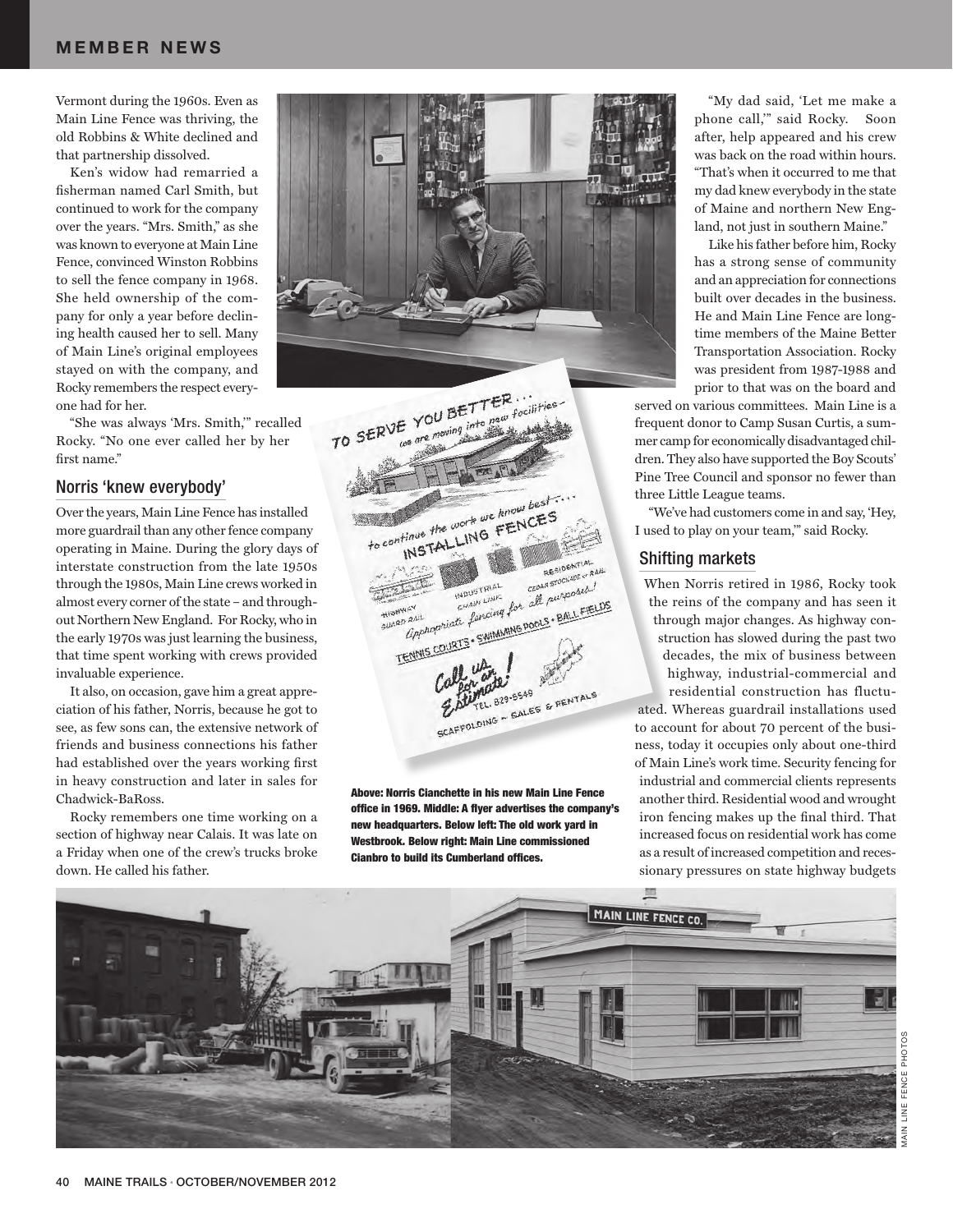Vermont during the 1960s. Even as Main Line Fence was thriving, the old Robbins & White declined and that partnership dissolved.

Ken's widow had remarried a fisherman named Carl Smith, but continued to work for the company over the years. "Mrs. Smith," as she was known to everyone at Main Line Fence, convinced Winston Robbins to sell the fence company in 1968. She held ownership of the company for only a year before declining health caused her to sell. Many of Main Line's original employees stayed on with the company, and Rocky remembers the respect everyone had for her.

"She was always 'Mrs. Smith,'" recalled Rocky. "No one ever called her by her first name."

## Norris 'knew everybody'

Over the years, Main Line Fence has installed more guardrail than any other fence company operating in Maine. During the glory days of interstate construction from the late 1950s through the 1980s, Main Line crews worked in almost every corner of the state – and throughout Northern New England. For Rocky, who in the early 1970s was just learning the business, that time spent working with crews provided invaluable experience.

It also, on occasion, gave him a great appreciation of his father, Norris, because he got to see, as few sons can, the extensive network of friends and business connections his father had established over the years working first in heavy construction and later in sales for Chadwick-BaRoss.

Rocky remembers one time working on a section of highway near Calais. It was late on a Friday when one of the crew's trucks broke down. He called his father.

"My dad said, 'Let me make a phone call,'" said Rocky. Soon after, help appeared and his crew was back on the road within hours. "That's when it occurred to me that my dad knew everybody in the state of Maine and northern New England, not just in southern Maine."

Like his father before him, Rocky has a strong sense of community and an appreciation for connections built over decades in the business. He and Main Line Fence are longtime members of the Maine Better Transportation Association. Rocky was president from 1987-1988 and prior to that was on the board and served on various committees. Main Line is a frequent donor to Camp Susan Curtis, a summer camp for economically disadvantaged children. They also have supported the Boy Scouts' Pine Tree Council and sponsor no fewer than three Little League teams.

"We've had customers come in and say, 'Hey, I used to play on your team,'" said Rocky.

## Shifting markets

When Norris retired in 1986, Rocky took the reins of the company and has seen it through major changes. As highway construction has slowed during the past two decades, the mix of business between highway, industrial-commercial and residential construction has fluctuated. Whereas guardrail installations used to account for about 70 percent of the business, today it occupies only about one-third of Main Line's work time. Security fencing for industrial and commercial clients represents another third. Residential wood and wrought iron fencing makes up the final third. That increased focus on residential work has come as a result of increased competition and recessionary pressures on state highway budgets

**Above: Norris Cianchette in his new Main Line Fence office in 1969. Middle: A flyer advertises the company's new headquarters. Below left: The old work yard in Westbrook. Below right: Main Line commissioned Cianbro to build its Cumberland offices.**

MAIN LINE FENCE PHOTOS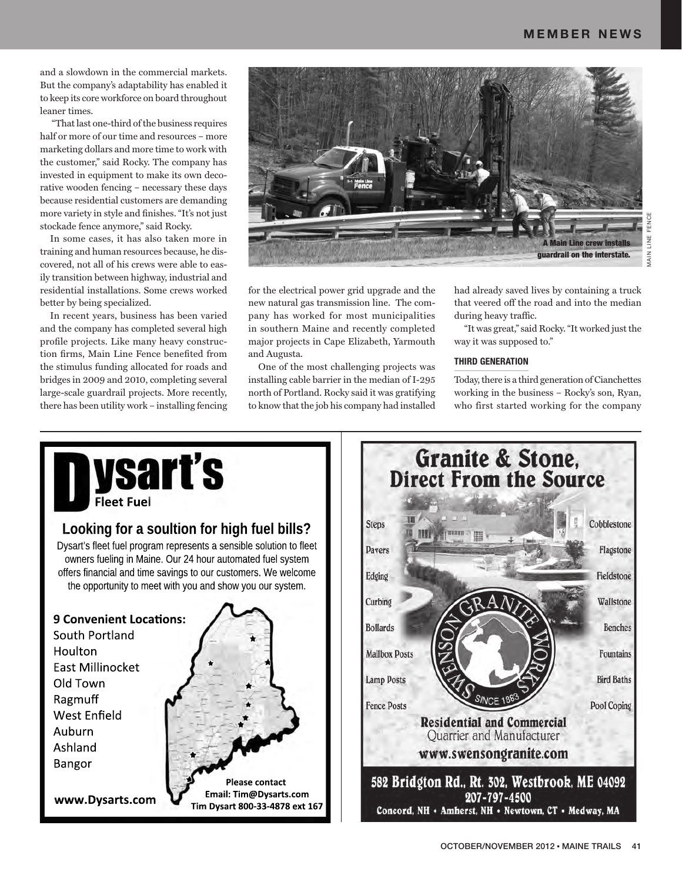and a slowdown in the commercial markets. But the company's adaptability has enabled it to keep its core workforce on board throughout leaner times.

"That last one-third of the business requires half or more of our time and resources – more marketing dollars and more time to work with the customer," said Rocky. The company has invested in equipment to make its own decorative wooden fencing – necessary these days because residential customers are demanding more variety in style and finishes. "It's not just stockade fence anymore," said Rocky.

In some cases, it has also taken more in training and human resources because, he discovered, not all of his crews were able to easily transition between highway, industrial and residential installations. Some crews worked better by being specialized.

In recent years, business has been varied and the company has completed several high profile projects. Like many heavy construction firms, Main Line Fence benefited from the stimulus funding allocated for roads and bridges in 2009 and 2010, completing several large-scale guardrail projects. More recently, there has been utility work – installing fencing for the electrical power grid upgrade and the new natural gas transmission line. The company has worked for most municipalities in southern Maine and recently completed major projects in Cape Elizabeth, Yarmouth and Augusta.

A Main Line crew installs guardrail on the interstate.

MAIN LINE FENCE

One of the most challenging projects was installing cable barrier in the median of I-295 north of Portland. Rocky said it was gratifying to know that the job his company had installed had already saved lives by containing a truck that veered off the road and into the median during heavy traffic.

"It was great," said Rocky. "It worked just the way it was supposed to."

#### THIRD GENERATION

Today, there is a third generation of Cianchettes working in the business – Rocky's son, Ryan, who first started working for the company

---

# Dysart's
**Fleet Fuel**

## Looking for a soultion for high fuel bills?

Dysart's fleet fuel program represents a sensible solution to fleet owners fueling in Maine. Our 24 hour automated fuel system offers financial and time savings to our customers. We welcome the opportunity to meet with you and show you our system.

**9 Convenient Locations:**
- South Portland
- Houlton
- East Millinocket
- Old Town
- Ragmuff
- West Enfield
- Auburn
- Ashland
- Bangor

**www.Dysarts.com**

**Please contact**
**Email: Tim@Dysarts.com**
**Tim Dysart 800-33-4878 ext 167**

---

# Granite & Stone, Direct From the Source

Steps · Pavers · Edging · Curbing · Bollards · Mailbox Posts · Lamp Posts · Fence Posts

Cobblestone · Flagstone · Fieldstone · Wallstone · Benches · Fountains · Bird Baths · Pool Coping

SWENSON GRANITE WORKS — SINCE 1883

**Residential and Commercial**
Quarrier and Manufacturer
**www.swensongranite.com**

**582 Bridgton Rd., Rt. 302, Westbrook, ME 04092**
**207-797-4500**
**Concord, NH • Amherst, NH • Newtown, CT • Medway, MA**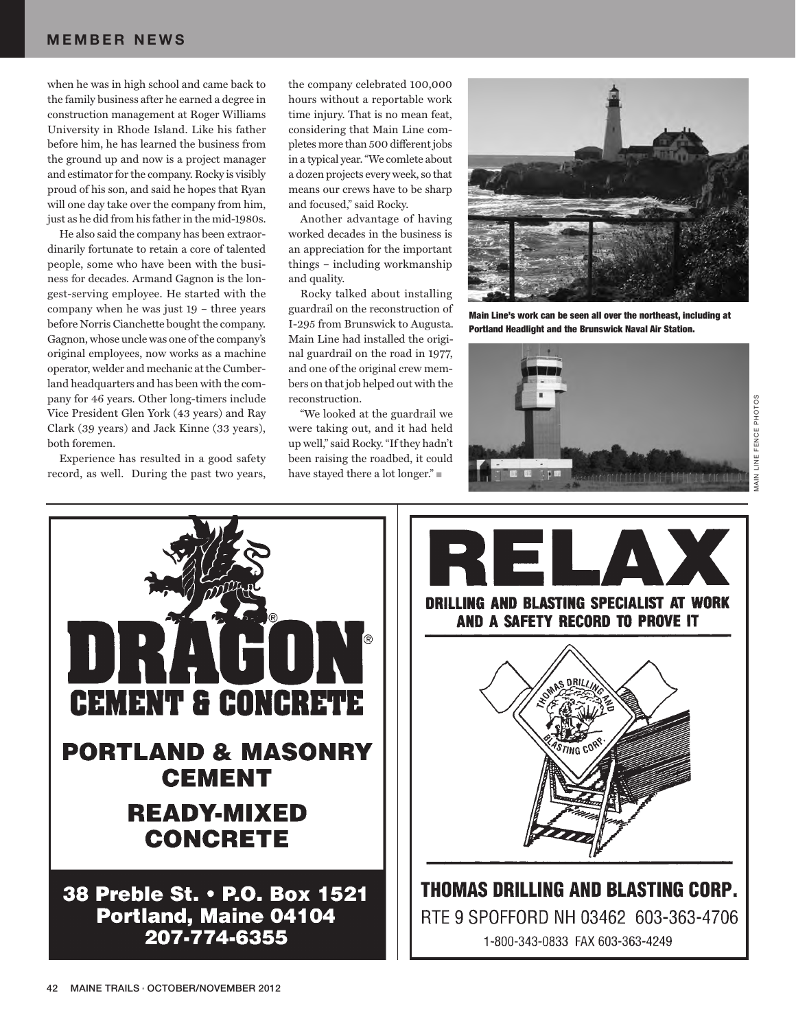when he was in high school and came back to the family business after he earned a degree in construction management at Roger Williams University in Rhode Island. Like his father before him, he has learned the business from the ground up and now is a project manager and estimator for the company. Rocky is visibly proud of his son, and said he hopes that Ryan will one day take over the company from him, just as he did from his father in the mid-1980s.

He also said the company has been extraordinarily fortunate to retain a core of talented people, some who have been with the business for decades. Armand Gagnon is the longest-serving employee. He started with the company when he was just 19 – three years before Norris Cianchette bought the company. Gagnon, whose uncle was one of the company's original employees, now works as a machine operator, welder and mechanic at the Cumberland headquarters and has been with the company for 46 years. Other long-timers include Vice President Glen York (43 years) and Ray Clark (39 years) and Jack Kinne (33 years), both foremen.

Experience has resulted in a good safety record, as well. During the past two years, the company celebrated 100,000 hours without a reportable work time injury. That is no mean feat, considering that Main Line completes more than 500 different jobs in a typical year. "We comlete about a dozen projects every week, so that means our crews have to be sharp and focused," said Rocky.

Another advantage of having worked decades in the business is an appreciation for the important things – including workmanship and quality.

Rocky talked about installing guardrail on the reconstruction of I-295 from Brunswick to Augusta. Main Line had installed the original guardrail on the road in 1977, and one of the original crew members on that job helped out with the reconstruction.

"We looked at the guardrail we were taking out, and it had held up well," said Rocky. "If they hadn't been raising the roadbed, it could have stayed there a lot longer." ■

**Main Line's work can be seen all over the northeast, including at Portland Headlight and the Brunswick Naval Air Station.**

MAIN LINE FENCE PHOTOS

DRAGON® CEMENT & CONCRETE

PORTLAND & MASONRY CEMENT

READY-MIXED CONCRETE

38 Preble St. • P.O. Box 1521
Portland, Maine 04104
207-774-6355

RELAX

DRILLING AND BLASTING SPECIALIST AT WORK AND A SAFETY RECORD TO PROVE IT

THOMAS DRILLING AND BLASTING CORP.

THOMAS DRILLING AND BLASTING CORP.
RTE 9 SPOFFORD NH 03462 603-363-4706
1-800-343-0833 FAX 603-363-4249